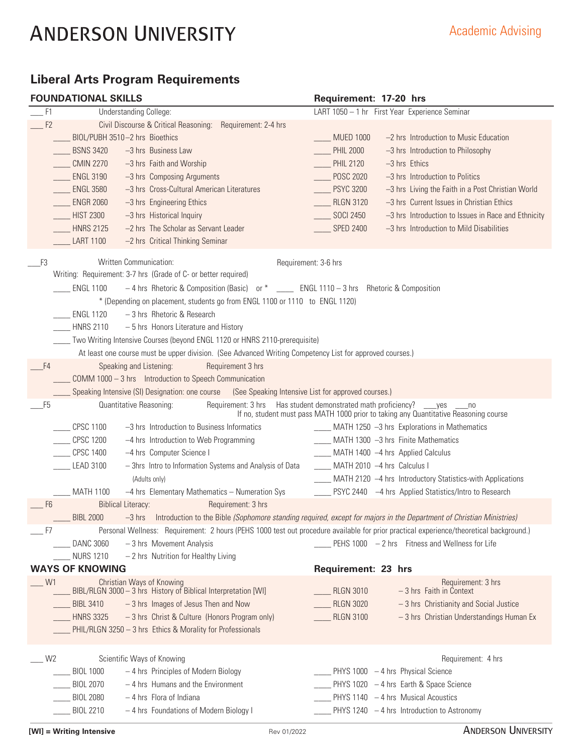# ANDERSON UNIVERSITY

Academic Advising

## Liberal Arts Program Requirements

### FOUNDATIONAL SKILLS — Requirement: 17-20 hrs

___ F1 Understanding College: LART 1050 – 1 hr First Year Experience Seminar

___ F2 Civil Discourse & Critical Reasoning: Requirement: 2-4 hrs

- ____ BIOL/PUBH 3510 –2 hrs Bioethics
- ____ BSNS 3420 –3 hrs Business Law
- ____ CMIN 2270 –3 hrs Faith and Worship
- ____ ENGL 3190 –3 hrs Composing Arguments
- ____ ENGL 3580 –3 hrs Cross-Cultural American Literatures
- ____ ENGR 2060 –3 hrs Engineering Ethics
- ____ HIST 2300 –3 hrs Historical Inquiry
- ____ HNRS 2125 –2 hrs The Scholar as Servant Leader
- ____ LART 1100 –2 hrs Critical Thinking Seminar
- ____ MUED 1000 –2 hrs Introduction to Music Education
- ____ PHIL 2000 –3 hrs Introduction to Philosophy
- ____ PHIL 2120 –3 hrs Ethics
- ____ POSC 2020 –3 hrs Introduction to Politics
- ____ PSYC 3200 –3 hrs Living the Faith in a Post Christian World
- ____ RLGN 3120 –3 hrs Current Issues in Christian Ethics
- ____ SOCI 2450 –3 hrs Introduction to Issues in Race and Ethnicity
- ____ SPED 2400 –3 hrs Introduction to Mild Disabilities

___ F3 Written Communication: Requirement: 3-6 hrs

Writing: Requirement: 3-7 hrs (Grade of C- or better required)

- ____ ENGL 1100 – 4 hrs Rhetoric & Composition (Basic) or * ____ ENGL 1110 – 3 hrs Rhetoric & Composition
  - * (Depending on placement, students go from ENGL 1100 or 1110 to ENGL 1120)
- ____ ENGL 1120 – 3 hrs Rhetoric & Research
- ____ HNRS 2110 – 5 hrs Honors Literature and History
- ____ Two Writing Intensive Courses (beyond ENGL 1120 or HNRS 2110-prerequisite)
  - At least one course must be upper division. (See Advanced Writing Competency List for approved courses.)

___ F4 Speaking and Listening: Requirement 3 hrs

- ____ COMM 1000 – 3 hrs Introduction to Speech Communication
- ____ Speaking Intensive (SI) Designation: one course (See Speaking Intensive List for approved courses.)

___ F5 Quantitative Reasoning: Requirement: 3 hrs Has student demonstrated math proficiency? ___yes ___no
If no, student must pass MATH 1000 prior to taking any Quantitative Reasoning course

- ____ CPSC 1100 –3 hrs Introduction to Business Informatics
- ____ CPSC 1200 –4 hrs Introduction to Web Programming
- ____ CPSC 1400 –4 hrs Computer Science I
- ____ LEAD 3100 – 3hrs Intro to Information Systems and Analysis of Data (Adults only)
- ____ MATH 1100 –4 hrs Elementary Mathematics – Numeration Sys
- ____ MATH 1250 –3 hrs Explorations in Mathematics
- ____ MATH 1300 –3 hrs Finite Mathematics
- ____ MATH 1400 –4 hrs Applied Calculus
- ____ MATH 2010 –4 hrs Calculus I
- ____ MATH 2120 –4 hrs Introductory Statistics-with Applications
- ____ PSYC 2440 –4 hrs Applied Statistics/Intro to Research

___ F6 Biblical Literacy: Requirement: 3 hrs

- ____ BIBL 2000 –3 hrs Introduction to the Bible *(Sophomore standing required, except for majors in the Department of Christian Ministries)*

___ F7 Personal Wellness: Requirement: 2 hours (PEHS 1000 test out procedure available for prior practical experience/theoretical background.)

- ____ DANC 3060 – 3 hrs Movement Analysis
- ____ NURS 1210 – 2 hrs Nutrition for Healthy Living
- ____ PEHS 1000 – 2 hrs Fitness and Wellness for Life

### WAYS OF KNOWING — Requirement: 23 hrs

___ W1 Christian Ways of Knowing — Requirement: 3 hrs

- ____ BIBL/RLGN 3000 – 3 hrs History of Biblical Interpretation [WI]
- ____ BIBL 3410 – 3 hrs Images of Jesus Then and Now
- ____ HNRS 3325 – 3 hrs Christ & Culture (Honors Program only)
- ____ PHIL/RLGN 3250 – 3 hrs Ethics & Morality for Professionals
- ____ RLGN 3010 – 3 hrs Faith in Context
- ____ RLGN 3020 – 3 hrs Christianity and Social Justice
- ____ RLGN 3100 – 3 hrs Christian Understandings Human Ex

___ W2 Scientific Ways of Knowing — Requirement: 4 hrs

- ____ BIOL 1000 – 4 hrs Principles of Modern Biology
- ____ BIOL 2070 – 4 hrs Humans and the Environment
- ____ BIOL 2080 – 4 hrs Flora of Indiana
- ____ BIOL 2210 – 4 hrs Foundations of Modern Biology I
- ____ PHYS 1000 – 4 hrs Physical Science
- ____ PHYS 1020 – 4 hrs Earth & Space Science
- ____ PHYS 1140 – 4 hrs Musical Acoustics
- ____ PHYS 1240 – 4 hrs Introduction to Astronomy

**[WI] = Writing Intensive**

Rev 01/2022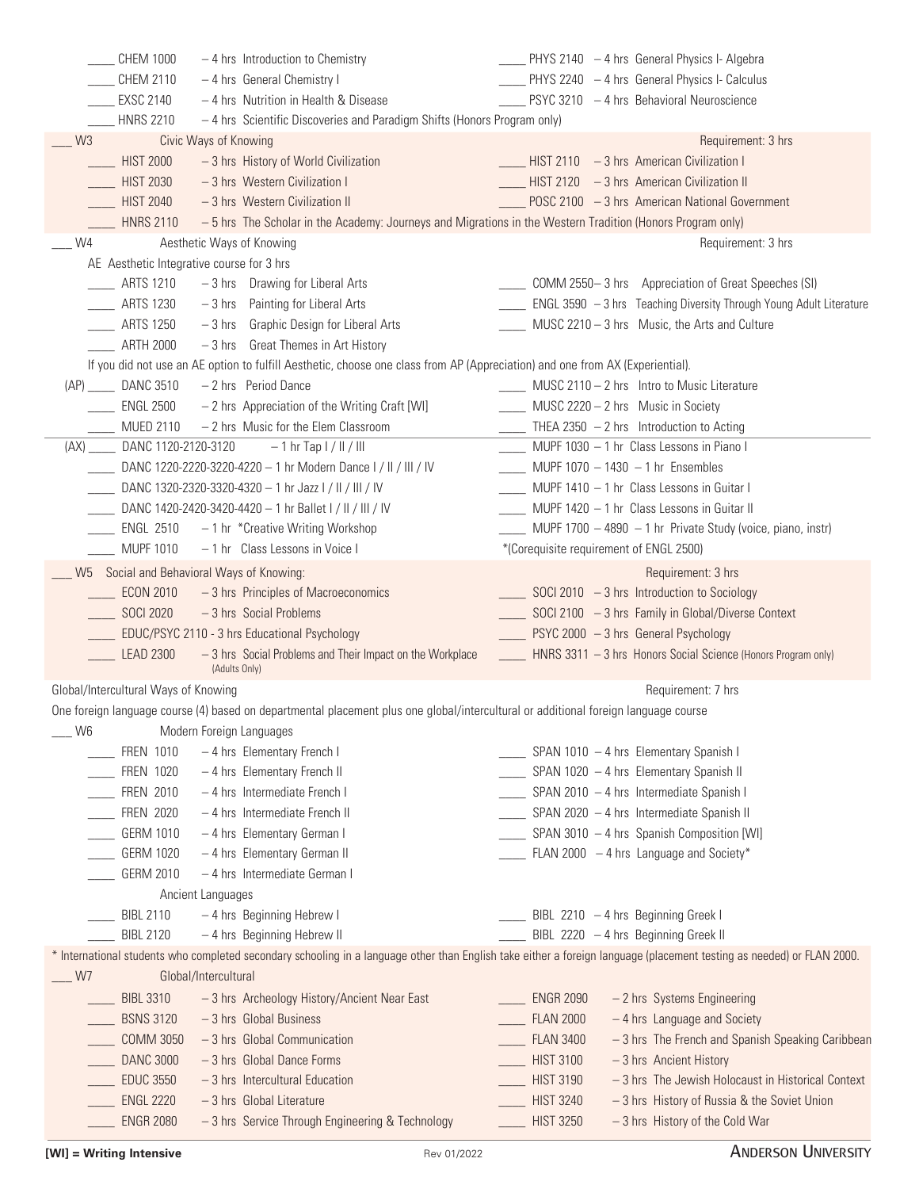____ CHEM 1000 – 4 hrs Introduction to Chemistry
____ CHEM 2110 – 4 hrs General Chemistry I
____ EXSC 2140 – 4 hrs Nutrition in Health & Disease
____ HNRS 2210 – 4 hrs Scientific Discoveries and Paradigm Shifts (Honors Program only)
____ PHYS 2140 – 4 hrs General Physics I- Algebra
____ PHYS 2240 – 4 hrs General Physics I- Calculus
____ PSYC 3210 – 4 hrs Behavioral Neuroscience

___ W3 Civic Ways of Knowing — Requirement: 3 hrs

____ HIST 2000 – 3 hrs History of World Civilization
____ HIST 2030 – 3 hrs Western Civilization I
____ HIST 2040 – 3 hrs Western Civilization II
____ HNRS 2110 – 5 hrs The Scholar in the Academy: Journeys and Migrations in the Western Tradition (Honors Program only)
____ HIST 2110 – 3 hrs American Civilization I
____ HIST 2120 – 3 hrs American Civilization II
____ POSC 2100 – 3 hrs American National Government

___ W4 Aesthetic Ways of Knowing — Requirement: 3 hrs

AE Aesthetic Integrative course for 3 hrs

____ ARTS 1210 – 3 hrs Drawing for Liberal Arts
____ ARTS 1230 – 3 hrs Painting for Liberal Arts
____ ARTS 1250 – 3 hrs Graphic Design for Liberal Arts
____ ARTH 2000 – 3 hrs Great Themes in Art History
____ COMM 2550 – 3 hrs Appreciation of Great Speeches (SI)
____ ENGL 3590 – 3 hrs Teaching Diversity Through Young Adult Literature
____ MUSC 2210 – 3 hrs Music, the Arts and Culture

If you did not use an AE option to fulfill Aesthetic, choose one class from AP (Appreciation) and one from AX (Experiential).

(AP)
____ DANC 3510 – 2 hrs Period Dance
____ ENGL 2500 – 2 hrs Appreciation of the Writing Craft [WI]
____ MUED 2110 – 2 hrs Music for the Elem Classroom
____ MUSC 2110 – 2 hrs Intro to Music Literature
____ MUSC 2220 – 2 hrs Music in Society
____ THEA 2350 – 2 hrs Introduction to Acting

(AX)
____ DANC 1120-2120-3120 – 1 hr Tap I / II / III
____ DANC 1220-2220-3220-4220 – 1 hr Modern Dance I / II / III / IV
____ DANC 1320-2320-3320-4320 – 1 hr Jazz I / II / III / IV
____ DANC 1420-2420-3420-4420 – 1 hr Ballet I / II / III / IV
____ ENGL 2510 – 1 hr *Creative Writing Workshop
____ MUPF 1010 – 1 hr Class Lessons in Voice I
____ MUPF 1030 – 1 hr Class Lessons in Piano I
____ MUPF 1070 – 1430 – 1 hr Ensembles
____ MUPF 1410 – 1 hr Class Lessons in Guitar I
____ MUPF 1420 – 1 hr Class Lessons in Guitar II
____ MUPF 1700 – 4890 – 1 hr Private Study (voice, piano, instr)

*(Corequisite requirement of ENGL 2500)

___ W5 Social and Behavioral Ways of Knowing: — Requirement: 3 hrs

____ ECON 2010 – 3 hrs Principles of Macroeconomics
____ SOCI 2020 – 3 hrs Social Problems
____ EDUC/PSYC 2110 - 3 hrs Educational Psychology
____ LEAD 2300 – 3 hrs Social Problems and Their Impact on the Workplace (Adults Only)
____ SOCI 2010 – 3 hrs Introduction to Sociology
____ SOCI 2100 – 3 hrs Family in Global/Diverse Context
____ PSYC 2000 – 3 hrs General Psychology
____ HNRS 3311 – 3 hrs Honors Social Science (Honors Program only)

Global/Intercultural Ways of Knowing — Requirement: 7 hrs

One foreign language course (4) based on departmental placement plus one global/intercultural or additional foreign language course

___ W6 Modern Foreign Languages

____ FREN 1010 – 4 hrs Elementary French I
____ FREN 1020 – 4 hrs Elementary French II
____ FREN 2010 – 4 hrs Intermediate French I
____ FREN 2020 – 4 hrs Intermediate French II
____ GERM 1010 – 4 hrs Elementary German I
____ GERM 1020 – 4 hrs Elementary German II
____ GERM 2010 – 4 hrs Intermediate German I
____ SPAN 1010 – 4 hrs Elementary Spanish I
____ SPAN 1020 – 4 hrs Elementary Spanish II
____ SPAN 2010 – 4 hrs Intermediate Spanish I
____ SPAN 2020 – 4 hrs Intermediate Spanish II
____ SPAN 3010 – 4 hrs Spanish Composition [WI]
____ FLAN 2000 – 4 hrs Language and Society*

Ancient Languages

____ BIBL 2110 – 4 hrs Beginning Hebrew I
____ BIBL 2120 – 4 hrs Beginning Hebrew II
____ BIBL 2210 – 4 hrs Beginning Greek I
____ BIBL 2220 – 4 hrs Beginning Greek II

* International students who completed secondary schooling in a language other than English take either a foreign language (placement testing as needed) or FLAN 2000.

___ W7 Global/Intercultural

____ BIBL 3310 – 3 hrs Archeology History/Ancient Near East
____ BSNS 3120 – 3 hrs Global Business
____ COMM 3050 – 3 hrs Global Communication
____ DANC 3000 – 3 hrs Global Dance Forms
____ EDUC 3550 – 3 hrs Intercultural Education
____ ENGL 2220 – 3 hrs Global Literature
____ ENGR 2080 – 3 hrs Service Through Engineering & Technology
____ ENGR 2090 – 2 hrs Systems Engineering
____ FLAN 2000 – 4 hrs Language and Society
____ FLAN 3400 – 3 hrs The French and Spanish Speaking Caribbean
____ HIST 3100 – 3 hrs Ancient History
____ HIST 3190 – 3 hrs The Jewish Holocaust in Historical Context
____ HIST 3240 – 3 hrs History of Russia & the Soviet Union
____ HIST 3250 – 3 hrs History of the Cold War

**[WI] = Writing Intensive**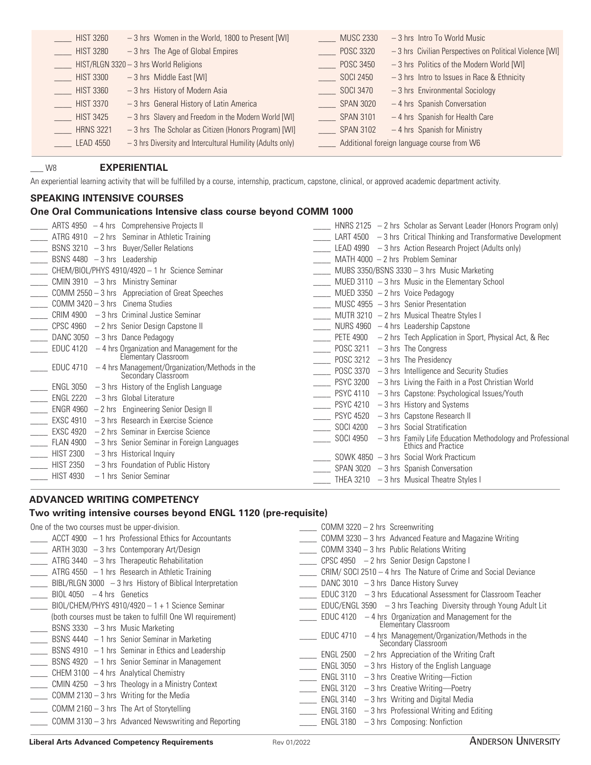- ____ HIST 3260 – 3 hrs Women in the World, 1800 to Present [WI]
- ____ HIST 3280 – 3 hrs The Age of Global Empires
- ____ HIST/RLGN 3320 – 3 hrs World Religions
- ____ HIST 3300 – 3 hrs Middle East [WI]
- ____ HIST 3360 – 3 hrs History of Modern Asia
- ____ HIST 3370 – 3 hrs General History of Latin America
- ____ HIST 3425 – 3 hrs Slavery and Freedom in the Modern World [WI]
- ____ HRNS 3221 – 3 hrs The Scholar as Citizen (Honors Program) [WI]
- ____ LEAD 4550 – 3 hrs Diversity and Intercultural Humility (Adults only)
- ____ MUSC 2330 – 3 hrs Intro To World Music
- ____ POSC 3320 – 3 hrs Civilian Perspectives on Political Violence [WI]
- ____ POSC 3450 – 3 hrs Politics of the Modern World [WI]
- ____ SOCI 2450 – 3 hrs Intro to Issues in Race & Ethnicity
- ____ SOCI 3470 – 3 hrs Environmental Sociology
- ____ SPAN 3020 – 4 hrs Spanish Conversation
- ____ SPAN 3101 – 4 hrs Spanish for Health Care
- ____ SPAN 3102 – 4 hrs Spanish for Ministry
- ____ Additional foreign language course from W6

___ W8 **EXPERIENTIAL**

An experiential learning activity that will be fulfilled by a course, internship, practicum, capstone, clinical, or approved academic department activity.

## SPEAKING INTENSIVE COURSES

### One Oral Communications Intensive class course beyond COMM 1000

- ____ ARTS 4950 – 4 hrs Comprehensive Projects II
- ____ ATRG 4910 – 2 hrs Seminar in Athletic Training
- ____ BSNS 3210 – 3 hrs Buyer/Seller Relations
- ____ BSNS 4480 – 3 hrs Leadership
- ____ CHEM/BIOL/PHYS 4910/4920 – 1 hr Science Seminar
- ____ CMIN 3910 – 3 hrs Ministry Seminar
- ____ COMM 2550 – 3 hrs Appreciation of Great Speeches
- ____ COMM 3420 – 3 hrs Cinema Studies
- ____ CRIM 4900 – 3 hrs Criminal Justice Seminar
- ____ CPSC 4960 – 2 hrs Senior Design Capstone II
- ____ DANC 3050 – 3 hrs Dance Pedagogy
- ____ EDUC 4120 – 4 hrs Organization and Management for the Elementary Classroom
- ____ EDUC 4710 – 4 hrs Management/Organization/Methods in the Secondary Classroom
- ____ ENGL 3050 – 3 hrs History of the English Language
- ____ ENGL 2220 – 3 hrs Global Literature
- ____ ENGR 4960 – 2 hrs Engineering Senior Design II
- ____ EXSC 4910 – 3 hrs Research in Exercise Science
- ____ EXSC 4920 – 2 hrs Seminar in Exercise Science
- ____ FLAN 4900 – 3 hrs Senior Seminar in Foreign Languages
- ____ HIST 2300 – 3 hrs Historical Inquiry
- ____ HIST 2350 – 3 hrs Foundation of Public History
- ____ HIST 4930 – 1 hrs Senior Seminar
- ____ HNRS 2125 – 2 hrs Scholar as Servant Leader (Honors Program only)
- ____ LART 4500 – 3 hrs Critical Thinking and Transformative Development
- ____ LEAD 4990 – 3 hrs Action Research Project (Adults only)
- ____ MATH 4000 – 2 hrs Problem Seminar
- ____ MUBS 3350/BSNS 3330 – 3 hrs Music Marketing
- ____ MUED 3110 – 3 hrs Music in the Elementary School
- ____ MUED 3350 – 2 hrs Voice Pedagogy
- ____ MUSC 4955 – 3 hrs Senior Presentation
- ____ MUTR 3210 – 2 hrs Musical Theatre Styles I
- ____ NURS 4960 – 4 hrs Leadership Capstone
- ____ PETE 4900 – 2 hrs Tech Application in Sport, Physical Act, & Rec
- ____ POSC 3211 – 3 hrs The Congress
- ____ POSC 3212 – 3 hrs The Presidency
- ____ POSC 3370 – 3 hrs Intelligence and Security Studies
- ____ PSYC 3200 – 3 hrs Living the Faith in a Post Christian World
- ____ PSYC 4110 – 3 hrs Capstone: Psychological Issues/Youth
- ____ PSYC 4210 – 3 hrs History and Systems
- ____ PSYC 4520 – 3 hrs Capstone Research II
- ____ SOCI 4200 – 3 hrs Social Stratification
- ____ SOCI 4950 – 3 hrs Family Life Education Methodology and Professional Ethics and Practice
- ____ SOWK 4850 – 3 hrs Social Work Practicum
- ____ SPAN 3020 – 3 hrs Spanish Conversation
- ____ THEA 3210 – 3 hrs Musical Theatre Styles I

## ADVANCED WRITING COMPETENCY

### Two writing intensive courses beyond ENGL 1120 (pre-requisite)

One of the two courses must be upper-division.

- ____ ACCT 4900 – 1 hrs Professional Ethics for Accountants
- ____ ARTH 3030 – 3 hrs Contemporary Art/Design
- ____ ATRG 3440 – 3 hrs Therapeutic Rehabilitation
- ____ ATRG 4550 – 1 hrs Research in Athletic Training
- ____ BIBL/RLGN 3000 – 3 hrs History of Biblical Interpretation
- ____ BIOL 4050 – 4 hrs Genetics
- ____ BIOL/CHEM/PHYS 4910/4920 – 1 + 1 Science Seminar (both courses must be taken to fulfill One WI requirement)
- ____ BSNS 3330 – 3 hrs Music Marketing
- ____ BSNS 4440 – 1 hrs Senior Seminar in Marketing
- ____ BSNS 4910 – 1 hrs Seminar in Ethics and Leadership
- ____ BSNS 4920 – 1 hrs Senior Seminar in Management
- ____ CHEM 3100 – 4 hrs Analytical Chemistry
- ____ CMIN 4250 – 3 hrs Theology in a Ministry Context
- ____ COMM 2130 – 3 hrs Writing for the Media
- ____ COMM 2160 – 3 hrs The Art of Storytelling
- ____ COMM 3130 – 3 hrs Advanced Newswriting and Reporting
- ____ COMM 3220 – 2 hrs Screenwriting
- ____ COMM 3230 – 3 hrs Advanced Feature and Magazine Writing
- ____ COMM 3340 – 3 hrs Public Relations Writing
- ____ CPSC 4950 – 2 hrs Senior Design Capstone I
- ____ CRIM/ SOCI 2510 – 4 hrs The Nature of Crime and Social Deviance
- ____ DANC 3010 – 3 hrs Dance History Survey
- ____ EDUC 3120 – 3 hrs Educational Assessment for Classroom Teacher
- ____ EDUC/ENGL 3590 – 3 hrs Teaching Diversity through Young Adult Lit
- ____ EDUC 4120 – 4 hrs Organization and Management for the Elementary Classroom
- ____ EDUC 4710 – 4 hrs Management/Organization/Methods in the Secondary Classroom
- ____ ENGL 2500 – 2 hrs Appreciation of the Writing Craft
- ____ ENGL 3050 – 3 hrs History of the English Language
- ____ ENGL 3110 – 3 hrs Creative Writing—Fiction
- ____ ENGL 3120 – 3 hrs Creative Writing—Poetry
- ____ ENGL 3140 – 3 hrs Writing and Digital Media
- ____ ENGL 3160 – 3 hrs Professional Writing and Editing
- ____ ENGL 3180 – 3 hrs Composing: Nonfiction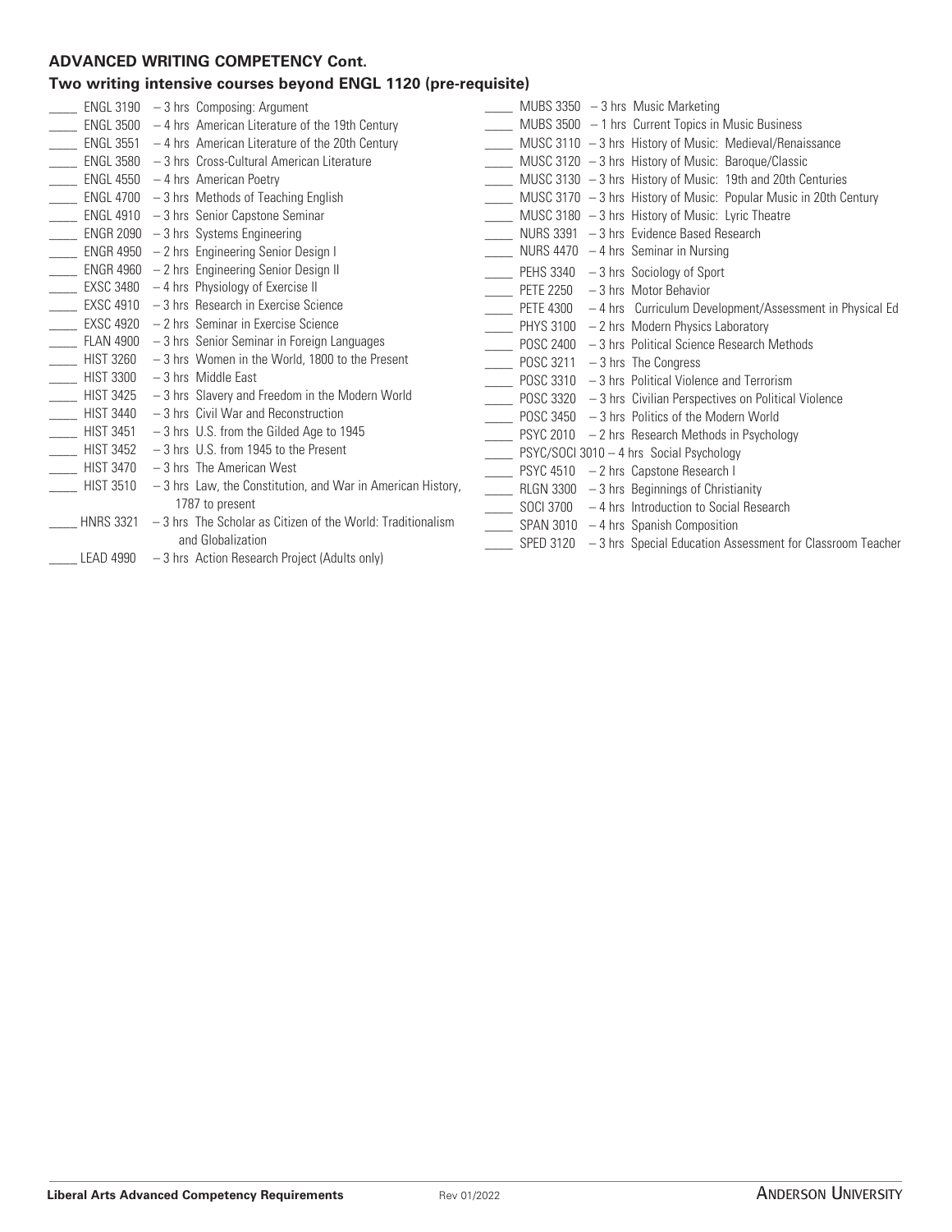**ADVANCED WRITING COMPETENCY Cont.**

**Two writing intensive courses beyond ENGL 1120 (pre-requisite)**

____ ENGL 3190 – 3 hrs Composing: Argument
____ ENGL 3500 – 4 hrs American Literature of the 19th Century
____ ENGL 3551 – 4 hrs American Literature of the 20th Century
____ ENGL 3580 – 3 hrs Cross-Cultural American Literature
____ ENGL 4550 – 4 hrs American Poetry
____ ENGL 4700 – 3 hrs Methods of Teaching English
____ ENGL 4910 – 3 hrs Senior Capstone Seminar
____ ENGR 2090 – 3 hrs Systems Engineering
____ ENGR 4950 – 2 hrs Engineering Senior Design I
____ ENGR 4960 – 2 hrs Engineering Senior Design II
____ EXSC 3480 – 4 hrs Physiology of Exercise II
____ EXSC 4910 – 3 hrs Research in Exercise Science
____ EXSC 4920 – 2 hrs Seminar in Exercise Science
____ FLAN 4900 – 3 hrs Senior Seminar in Foreign Languages
____ HIST 3260 – 3 hrs Women in the World, 1800 to the Present
____ HIST 3300 – 3 hrs Middle East
____ HIST 3425 – 3 hrs Slavery and Freedom in the Modern World
____ HIST 3440 – 3 hrs Civil War and Reconstruction
____ HIST 3451 – 3 hrs U.S. from the Gilded Age to 1945
____ HIST 3452 – 3 hrs U.S. from 1945 to the Present
____ HIST 3470 – 3 hrs The American West
____ HIST 3510 – 3 hrs Law, the Constitution, and War in American History, 1787 to present
____ HNRS 3321 – 3 hrs The Scholar as Citizen of the World: Traditionalism and Globalization
____ LEAD 4990 – 3 hrs Action Research Project (Adults only)
____ MUBS 3350 – 3 hrs Music Marketing
____ MUBS 3500 – 1 hrs Current Topics in Music Business
____ MUSC 3110 – 3 hrs History of Music: Medieval/Renaissance
____ MUSC 3120 – 3 hrs History of Music: Baroque/Classic
____ MUSC 3130 – 3 hrs History of Music: 19th and 20th Centuries
____ MUSC 3170 – 3 hrs History of Music: Popular Music in 20th Century
____ MUSC 3180 – 3 hrs History of Music: Lyric Theatre
____ NURS 3391 – 3 hrs Evidence Based Research
____ NURS 4470 – 4 hrs Seminar in Nursing
____ PEHS 3340 – 3 hrs Sociology of Sport
____ PETE 2250 – 3 hrs Motor Behavior
____ PETE 4300 – 4 hrs Curriculum Development/Assessment in Physical Ed
____ PHYS 3100 – 2 hrs Modern Physics Laboratory
____ POSC 2400 – 3 hrs Political Science Research Methods
____ POSC 3211 – 3 hrs The Congress
____ POSC 3310 – 3 hrs Political Violence and Terrorism
____ POSC 3320 – 3 hrs Civilian Perspectives on Political Violence
____ POSC 3450 – 3 hrs Politics of the Modern World
____ PSYC 2010 – 2 hrs Research Methods in Psychology
____ PSYC/SOCI 3010 – 4 hrs Social Psychology
____ PSYC 4510 – 2 hrs Capstone Research I
____ RLGN 3300 – 3 hrs Beginnings of Christianity
____ SOCI 3700 – 4 hrs Introduction to Social Research
____ SPAN 3010 – 4 hrs Spanish Composition
____ SPED 3120 – 3 hrs Special Education Assessment for Classroom Teacher